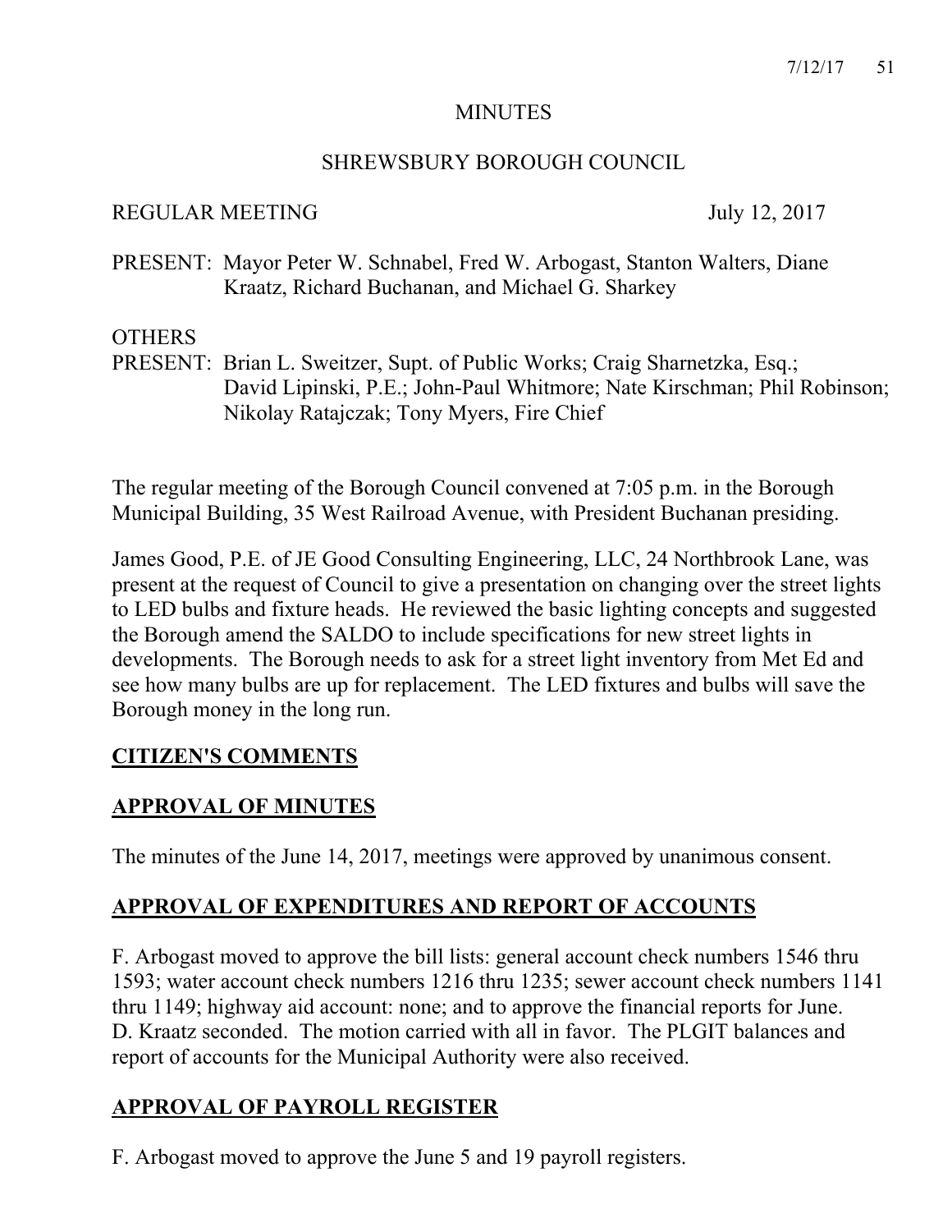# MINUTES

## SHREWSBURY BOROUGH COUNCIL

REGULAR MEETING July 12, 2017

PRESENT: Mayor Peter W. Schnabel, Fred W. Arbogast, Stanton Walters, Diane Kraatz, Richard Buchanan, and Michael G. Sharkey

OTHERS
PRESENT: Brian L. Sweitzer, Supt. of Public Works; Craig Sharnetzka, Esq.; David Lipinski, P.E.; John-Paul Whitmore; Nate Kirschman; Phil Robinson; Nikolay Ratajczak; Tony Myers, Fire Chief

The regular meeting of the Borough Council convened at 7:05 p.m. in the Borough Municipal Building, 35 West Railroad Avenue, with President Buchanan presiding.

James Good, P.E. of JE Good Consulting Engineering, LLC, 24 Northbrook Lane, was present at the request of Council to give a presentation on changing over the street lights to LED bulbs and fixture heads. He reviewed the basic lighting concepts and suggested the Borough amend the SALDO to include specifications for new street lights in developments. The Borough needs to ask for a street light inventory from Met Ed and see how many bulbs are up for replacement. The LED fixtures and bulbs will save the Borough money in the long run.

**CITIZEN'S COMMENTS**

**APPROVAL OF MINUTES**

The minutes of the June 14, 2017, meetings were approved by unanimous consent.

**APPROVAL OF EXPENDITURES AND REPORT OF ACCOUNTS**

F. Arbogast moved to approve the bill lists: general account check numbers 1546 thru 1593; water account check numbers 1216 thru 1235; sewer account check numbers 1141 thru 1149; highway aid account: none; and to approve the financial reports for June. D. Kraatz seconded. The motion carried with all in favor. The PLGIT balances and report of accounts for the Municipal Authority were also received.

**APPROVAL OF PAYROLL REGISTER**

F. Arbogast moved to approve the June 5 and 19 payroll registers.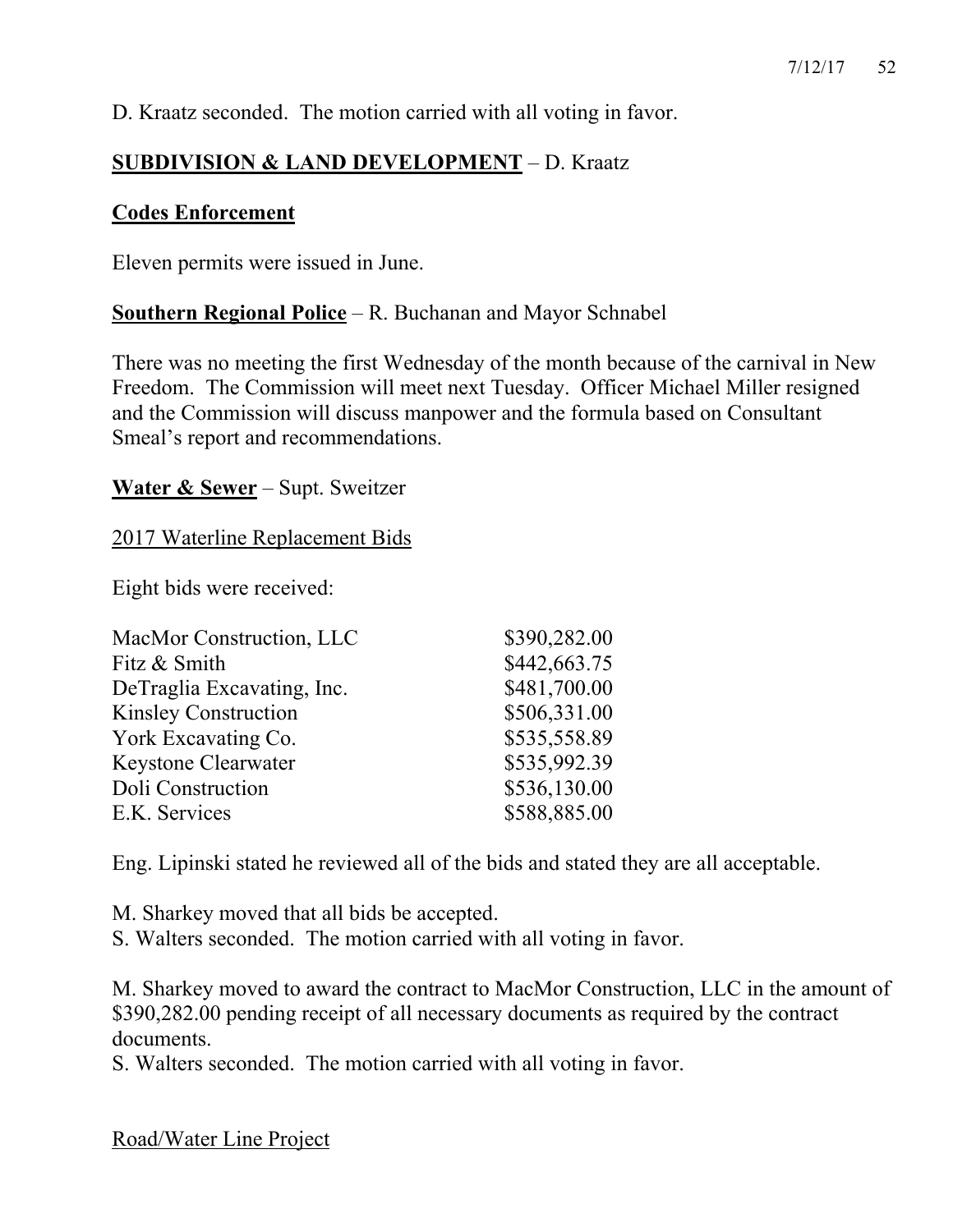D. Kraatz seconded. The motion carried with all voting in favor.

## SUBDIVISION & LAND DEVELOPMENT – D. Kraatz

### Codes Enforcement

Eleven permits were issued in June.

### Southern Regional Police – R. Buchanan and Mayor Schnabel

There was no meeting the first Wednesday of the month because of the carnival in New Freedom. The Commission will meet next Tuesday. Officer Michael Miller resigned and the Commission will discuss manpower and the formula based on Consultant Smeal's report and recommendations.

### Water & Sewer – Supt. Sweitzer

2017 Waterline Replacement Bids

Eight bids were received:

| | |
|---|---|
| MacMor Construction, LLC | \$390,282.00 |
| Fitz & Smith | \$442,663.75 |
| DeTraglia Excavating, Inc. | \$481,700.00 |
| Kinsley Construction | \$506,331.00 |
| York Excavating Co. | \$535,558.89 |
| Keystone Clearwater | \$535,992.39 |
| Doli Construction | \$536,130.00 |
| E.K. Services | \$588,885.00 |

Eng. Lipinski stated he reviewed all of the bids and stated they are all acceptable.

M. Sharkey moved that all bids be accepted.
S. Walters seconded. The motion carried with all voting in favor.

M. Sharkey moved to award the contract to MacMor Construction, LLC in the amount of \$390,282.00 pending receipt of all necessary documents as required by the contract documents.
S. Walters seconded. The motion carried with all voting in favor.

Road/Water Line Project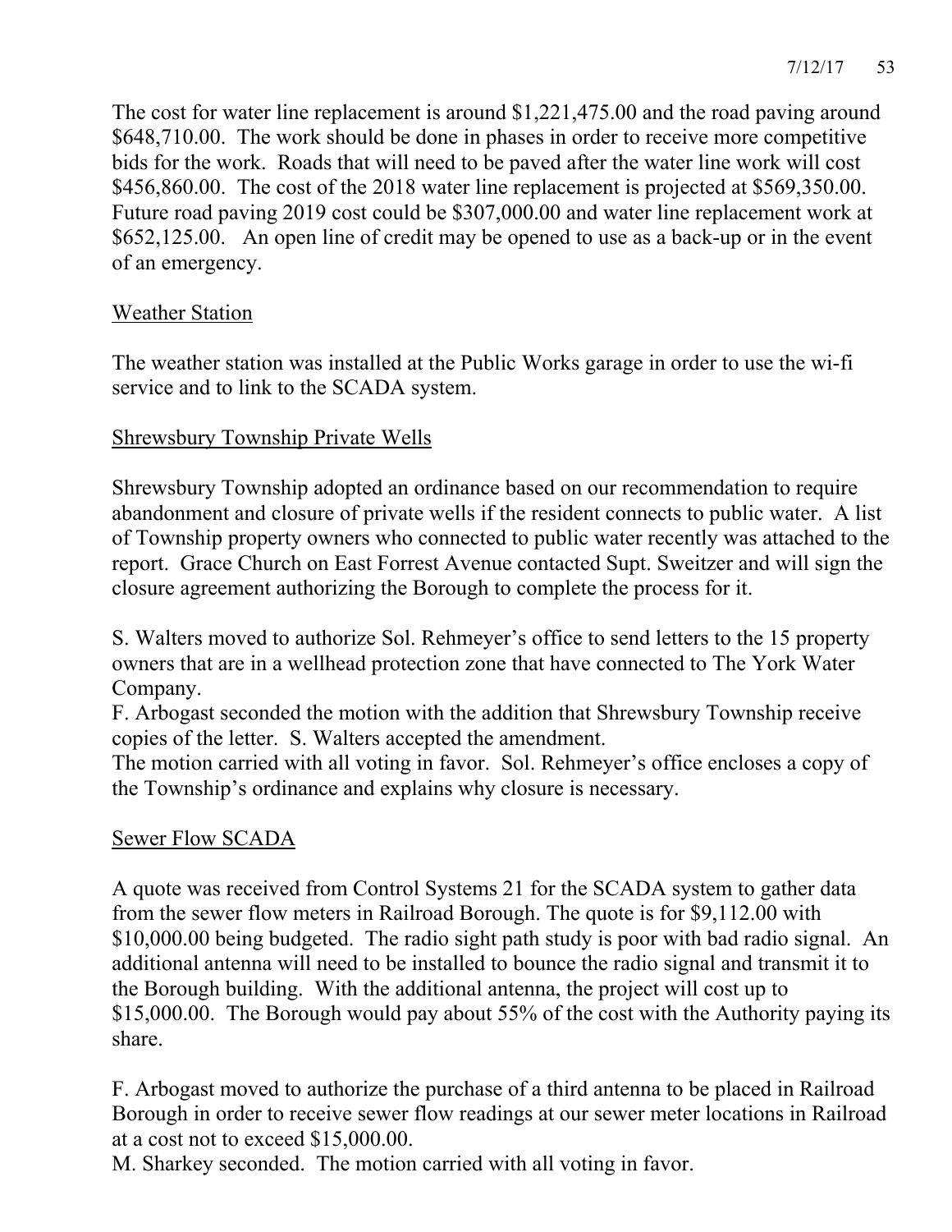The cost for water line replacement is around $1,221,475.00 and the road paving around $648,710.00. The work should be done in phases in order to receive more competitive bids for the work. Roads that will need to be paved after the water line work will cost $456,860.00. The cost of the 2018 water line replacement is projected at $569,350.00. Future road paving 2019 cost could be $307,000.00 and water line replacement work at $652,125.00. An open line of credit may be opened to use as a back-up or in the event of an emergency.

## Weather Station

The weather station was installed at the Public Works garage in order to use the wi-fi service and to link to the SCADA system.

## Shrewsbury Township Private Wells

Shrewsbury Township adopted an ordinance based on our recommendation to require abandonment and closure of private wells if the resident connects to public water. A list of Township property owners who connected to public water recently was attached to the report. Grace Church on East Forrest Avenue contacted Supt. Sweitzer and will sign the closure agreement authorizing the Borough to complete the process for it.

S. Walters moved to authorize Sol. Rehmeyer's office to send letters to the 15 property owners that are in a wellhead protection zone that have connected to The York Water Company.
F. Arbogast seconded the motion with the addition that Shrewsbury Township receive copies of the letter. S. Walters accepted the amendment.
The motion carried with all voting in favor. Sol. Rehmeyer's office encloses a copy of the Township's ordinance and explains why closure is necessary.

## Sewer Flow SCADA

A quote was received from Control Systems 21 for the SCADA system to gather data from the sewer flow meters in Railroad Borough. The quote is for $9,112.00 with $10,000.00 being budgeted. The radio sight path study is poor with bad radio signal. An additional antenna will need to be installed to bounce the radio signal and transmit it to the Borough building. With the additional antenna, the project will cost up to $15,000.00. The Borough would pay about 55% of the cost with the Authority paying its share.

F. Arbogast moved to authorize the purchase of a third antenna to be placed in Railroad Borough in order to receive sewer flow readings at our sewer meter locations in Railroad at a cost not to exceed $15,000.00.
M. Sharkey seconded. The motion carried with all voting in favor.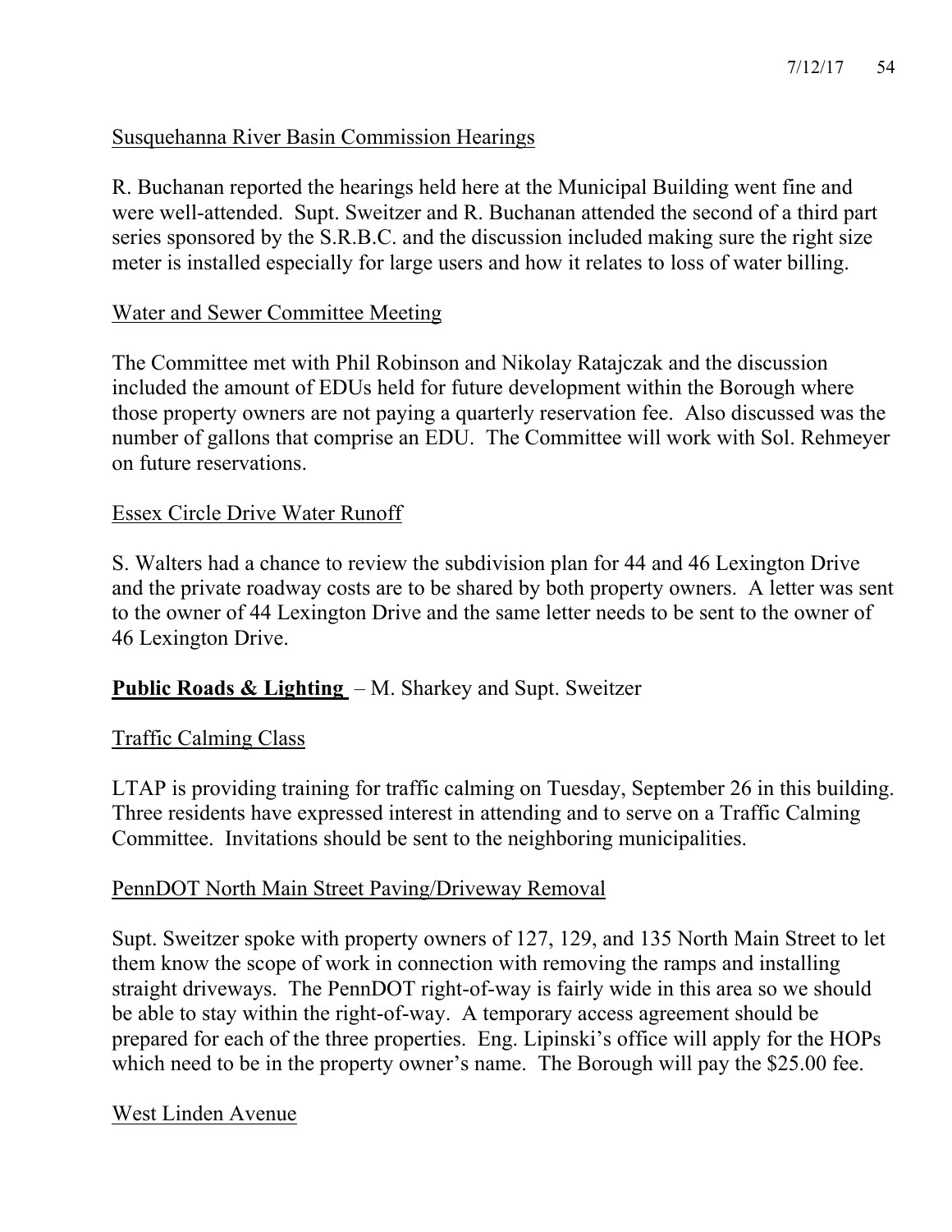Susquehanna River Basin Commission Hearings

R. Buchanan reported the hearings held here at the Municipal Building went fine and were well-attended. Supt. Sweitzer and R. Buchanan attended the second of a third part series sponsored by the S.R.B.C. and the discussion included making sure the right size meter is installed especially for large users and how it relates to loss of water billing.

Water and Sewer Committee Meeting

The Committee met with Phil Robinson and Nikolay Ratajczak and the discussion included the amount of EDUs held for future development within the Borough where those property owners are not paying a quarterly reservation fee. Also discussed was the number of gallons that comprise an EDU. The Committee will work with Sol. Rehmeyer on future reservations.

Essex Circle Drive Water Runoff

S. Walters had a chance to review the subdivision plan for 44 and 46 Lexington Drive and the private roadway costs are to be shared by both property owners. A letter was sent to the owner of 44 Lexington Drive and the same letter needs to be sent to the owner of 46 Lexington Drive.

**Public Roads & Lighting** – M. Sharkey and Supt. Sweitzer

Traffic Calming Class

LTAP is providing training for traffic calming on Tuesday, September 26 in this building. Three residents have expressed interest in attending and to serve on a Traffic Calming Committee. Invitations should be sent to the neighboring municipalities.

PennDOT North Main Street Paving/Driveway Removal

Supt. Sweitzer spoke with property owners of 127, 129, and 135 North Main Street to let them know the scope of work in connection with removing the ramps and installing straight driveways. The PennDOT right-of-way is fairly wide in this area so we should be able to stay within the right-of-way. A temporary access agreement should be prepared for each of the three properties. Eng. Lipinski's office will apply for the HOPs which need to be in the property owner's name. The Borough will pay the $25.00 fee.

West Linden Avenue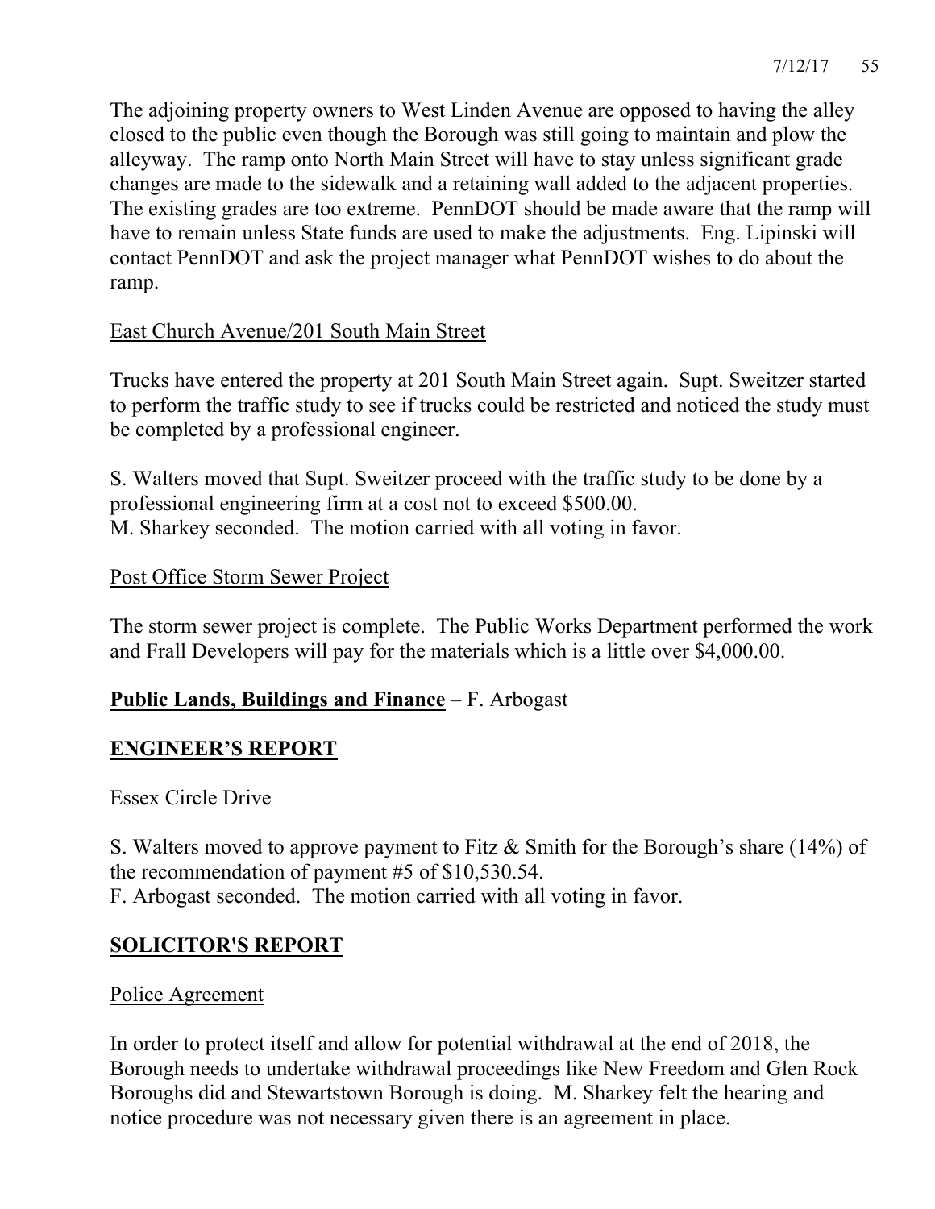The adjoining property owners to West Linden Avenue are opposed to having the alley closed to the public even though the Borough was still going to maintain and plow the alleyway. The ramp onto North Main Street will have to stay unless significant grade changes are made to the sidewalk and a retaining wall added to the adjacent properties. The existing grades are too extreme. PennDOT should be made aware that the ramp will have to remain unless State funds are used to make the adjustments. Eng. Lipinski will contact PennDOT and ask the project manager what PennDOT wishes to do about the ramp.

East Church Avenue/201 South Main Street

Trucks have entered the property at 201 South Main Street again. Supt. Sweitzer started to perform the traffic study to see if trucks could be restricted and noticed the study must be completed by a professional engineer.

S. Walters moved that Supt. Sweitzer proceed with the traffic study to be done by a professional engineering firm at a cost not to exceed $500.00.
M. Sharkey seconded. The motion carried with all voting in favor.

Post Office Storm Sewer Project

The storm sewer project is complete. The Public Works Department performed the work and Frall Developers will pay for the materials which is a little over $4,000.00.

**Public Lands, Buildings and Finance** – F. Arbogast

## ENGINEER'S REPORT

Essex Circle Drive

S. Walters moved to approve payment to Fitz & Smith for the Borough's share (14%) of the recommendation of payment #5 of $10,530.54.
F. Arbogast seconded. The motion carried with all voting in favor.

## SOLICITOR'S REPORT

Police Agreement

In order to protect itself and allow for potential withdrawal at the end of 2018, the Borough needs to undertake withdrawal proceedings like New Freedom and Glen Rock Boroughs did and Stewartstown Borough is doing. M. Sharkey felt the hearing and notice procedure was not necessary given there is an agreement in place.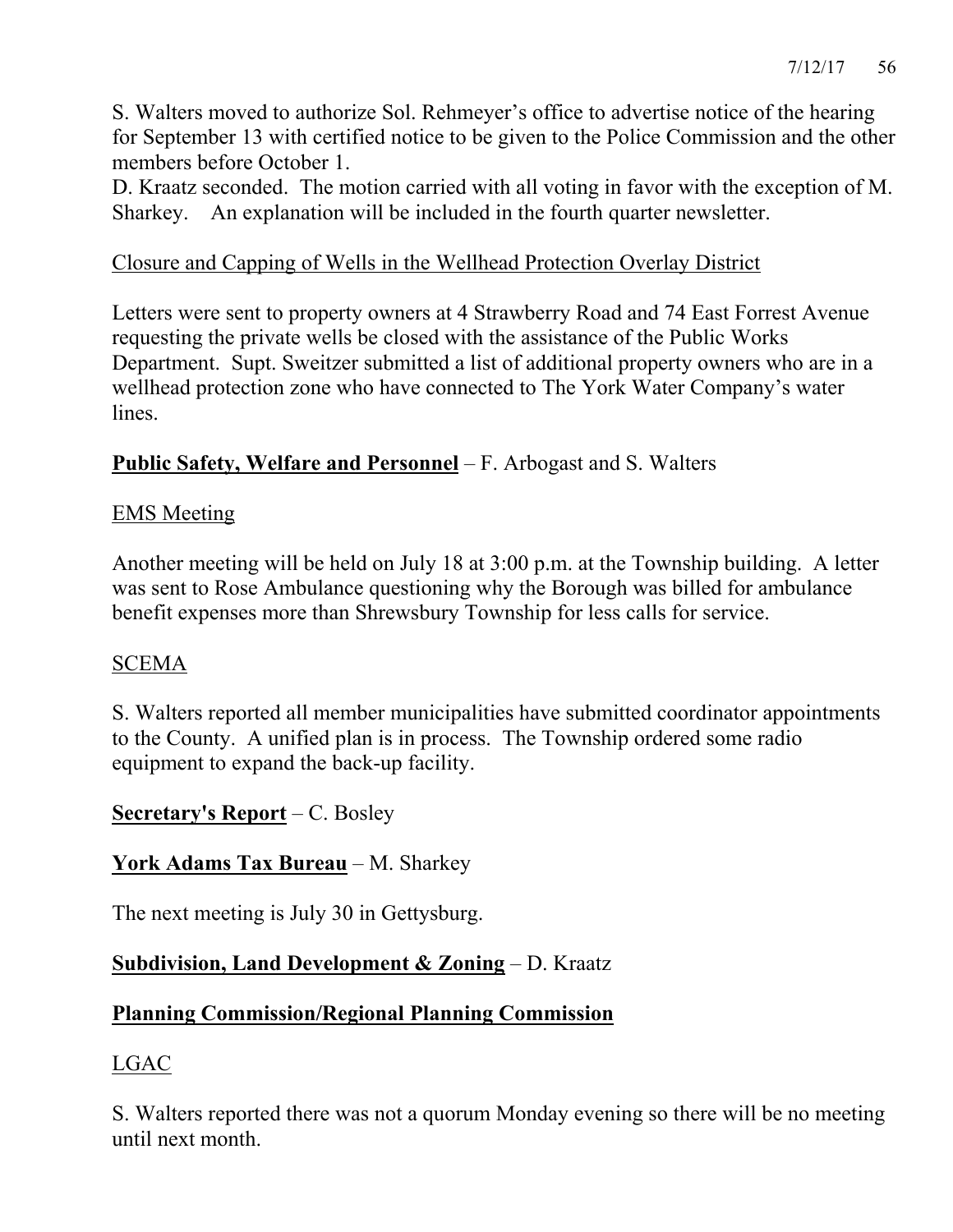S. Walters moved to authorize Sol. Rehmeyer's office to advertise notice of the hearing for September 13 with certified notice to be given to the Police Commission and the other members before October 1.
D. Kraatz seconded. The motion carried with all voting in favor with the exception of M. Sharkey. An explanation will be included in the fourth quarter newsletter.

Closure and Capping of Wells in the Wellhead Protection Overlay District

Letters were sent to property owners at 4 Strawberry Road and 74 East Forrest Avenue requesting the private wells be closed with the assistance of the Public Works Department. Supt. Sweitzer submitted a list of additional property owners who are in a wellhead protection zone who have connected to The York Water Company's water lines.

**Public Safety, Welfare and Personnel** – F. Arbogast and S. Walters

EMS Meeting

Another meeting will be held on July 18 at 3:00 p.m. at the Township building. A letter was sent to Rose Ambulance questioning why the Borough was billed for ambulance benefit expenses more than Shrewsbury Township for less calls for service.

SCEMA

S. Walters reported all member municipalities have submitted coordinator appointments to the County. A unified plan is in process. The Township ordered some radio equipment to expand the back-up facility.

**Secretary's Report** – C. Bosley

**York Adams Tax Bureau** – M. Sharkey

The next meeting is July 30 in Gettysburg.

**Subdivision, Land Development & Zoning** – D. Kraatz

**Planning Commission/Regional Planning Commission**

LGAC

S. Walters reported there was not a quorum Monday evening so there will be no meeting until next month.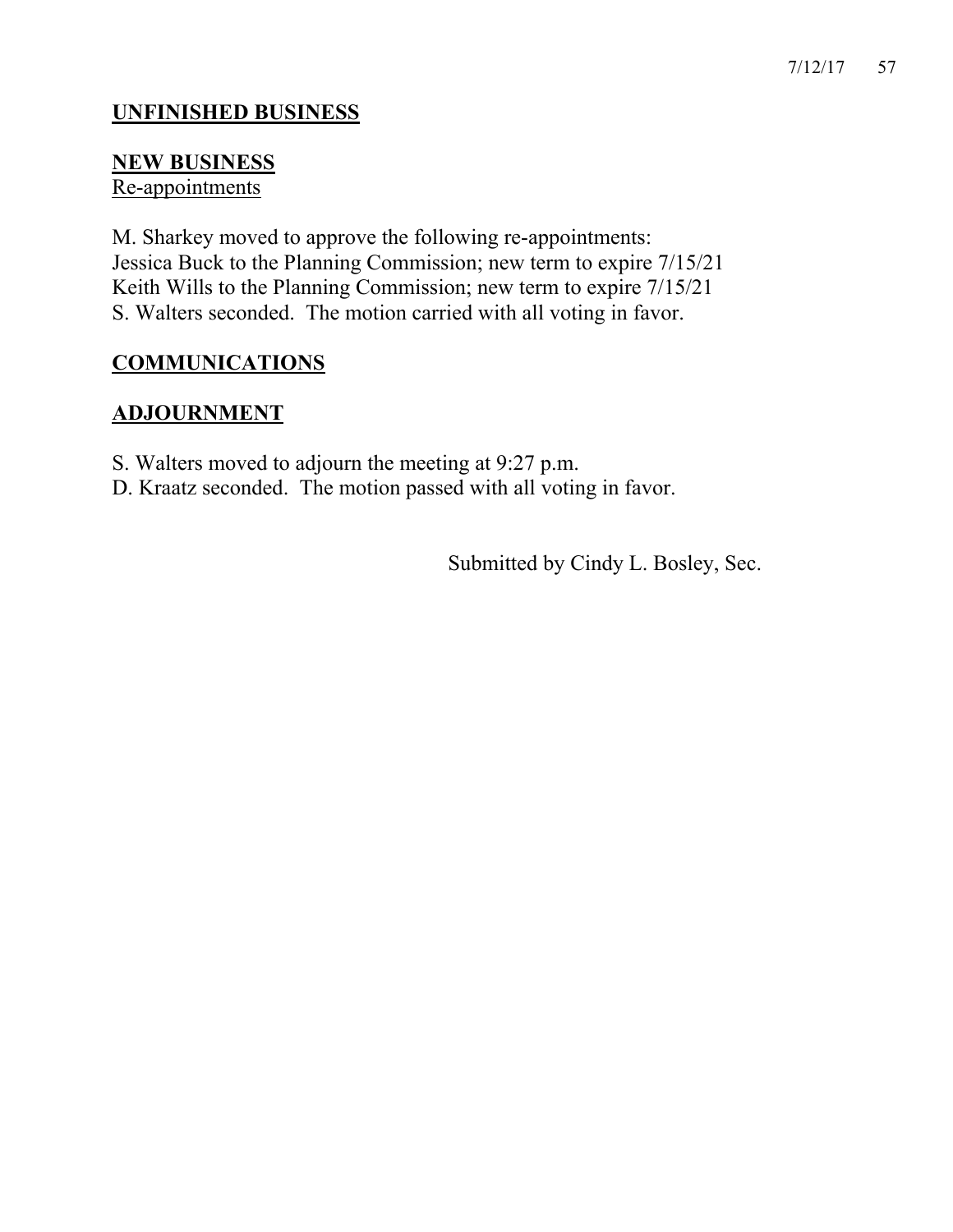## UNFINISHED BUSINESS

## NEW BUSINESS

Re-appointments

M. Sharkey moved to approve the following re-appointments:
Jessica Buck to the Planning Commission; new term to expire 7/15/21
Keith Wills to the Planning Commission; new term to expire 7/15/21
S. Walters seconded. The motion carried with all voting in favor.

## COMMUNICATIONS

## ADJOURNMENT

S. Walters moved to adjourn the meeting at 9:27 p.m.
D. Kraatz seconded. The motion passed with all voting in favor.

Submitted by Cindy L. Bosley, Sec.